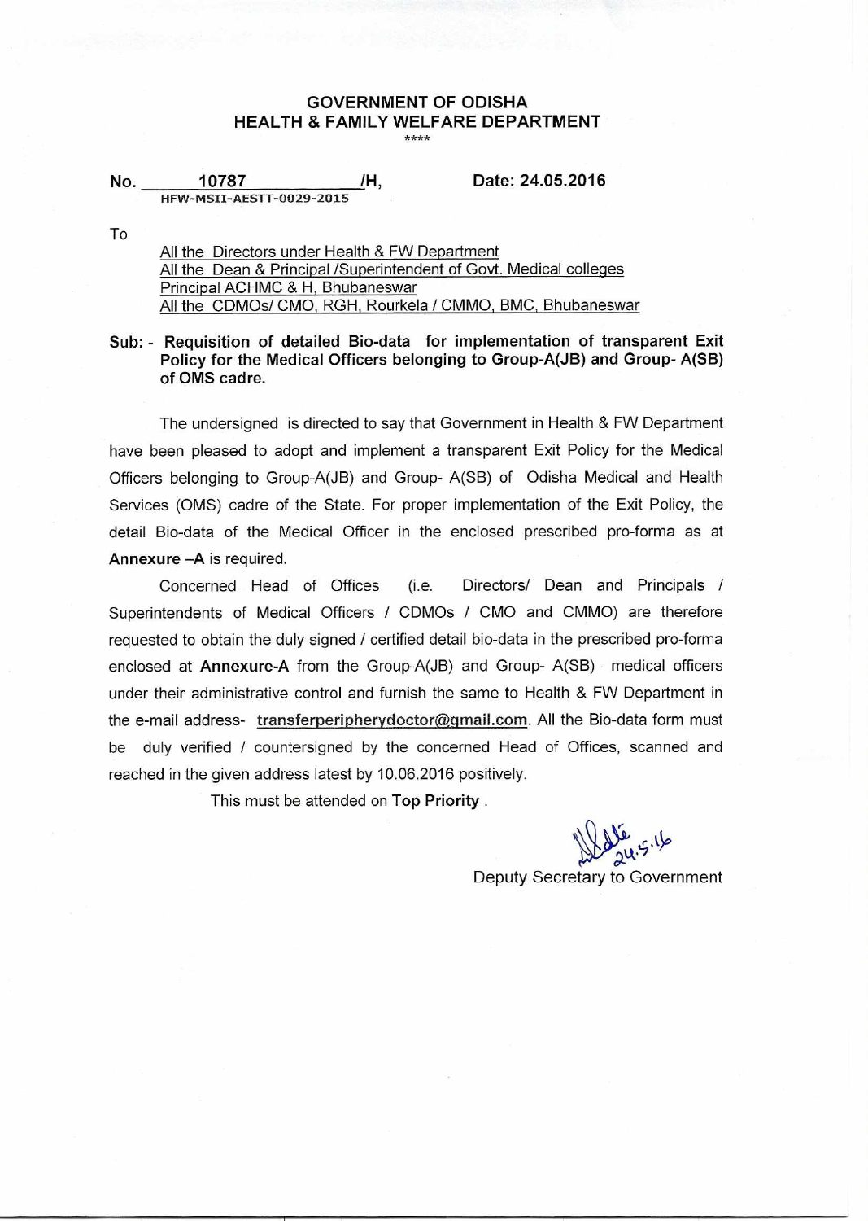# GOVERNMENT OF ODISHA
## HEALTH & FAMILY WELFARE DEPARTMENT

\*\*\*\*

**No. 10787 /H,** **Date: 24.05.2016**

HFW-MSII-AESTT-0029-2015

To

All the Directors under Health & FW Department
All the Dean & Principal /Superintendent of Govt. Medical colleges
Principal ACHMC & H, Bhubaneswar
All the CDMOs/ CMO, RGH, Rourkela / CMMO, BMC, Bhubaneswar

**Sub: - Requisition of detailed Bio-data for implementation of transparent Exit Policy for the Medical Officers belonging to Group-A(JB) and Group- A(SB) of OMS cadre.**

The undersigned is directed to say that Government in Health & FW Department have been pleased to adopt and implement a transparent Exit Policy for the Medical Officers belonging to Group-A(JB) and Group- A(SB) of Odisha Medical and Health Services (OMS) cadre of the State. For proper implementation of the Exit Policy, the detail Bio-data of the Medical Officer in the enclosed prescribed pro-forma as at **Annexure –A** is required.

Concerned Head of Offices (i.e. Directors/ Dean and Principals / Superintendents of Medical Officers / CDMOs / CMO and CMMO) are therefore requested to obtain the duly signed / certified detail bio-data in the prescribed pro-forma enclosed at **Annexure-A** from the Group-A(JB) and Group- A(SB) medical officers under their administrative control and furnish the same to Health & FW Department in the e-mail address- **transferperipherydoctor@gmail.com**. All the Bio-data form must be duly verified / countersigned by the concerned Head of Offices, scanned and reached in the given address latest by 10.06.2016 positively.

This must be attended on **Top Priority** .

24.5.16

Deputy Secretary to Government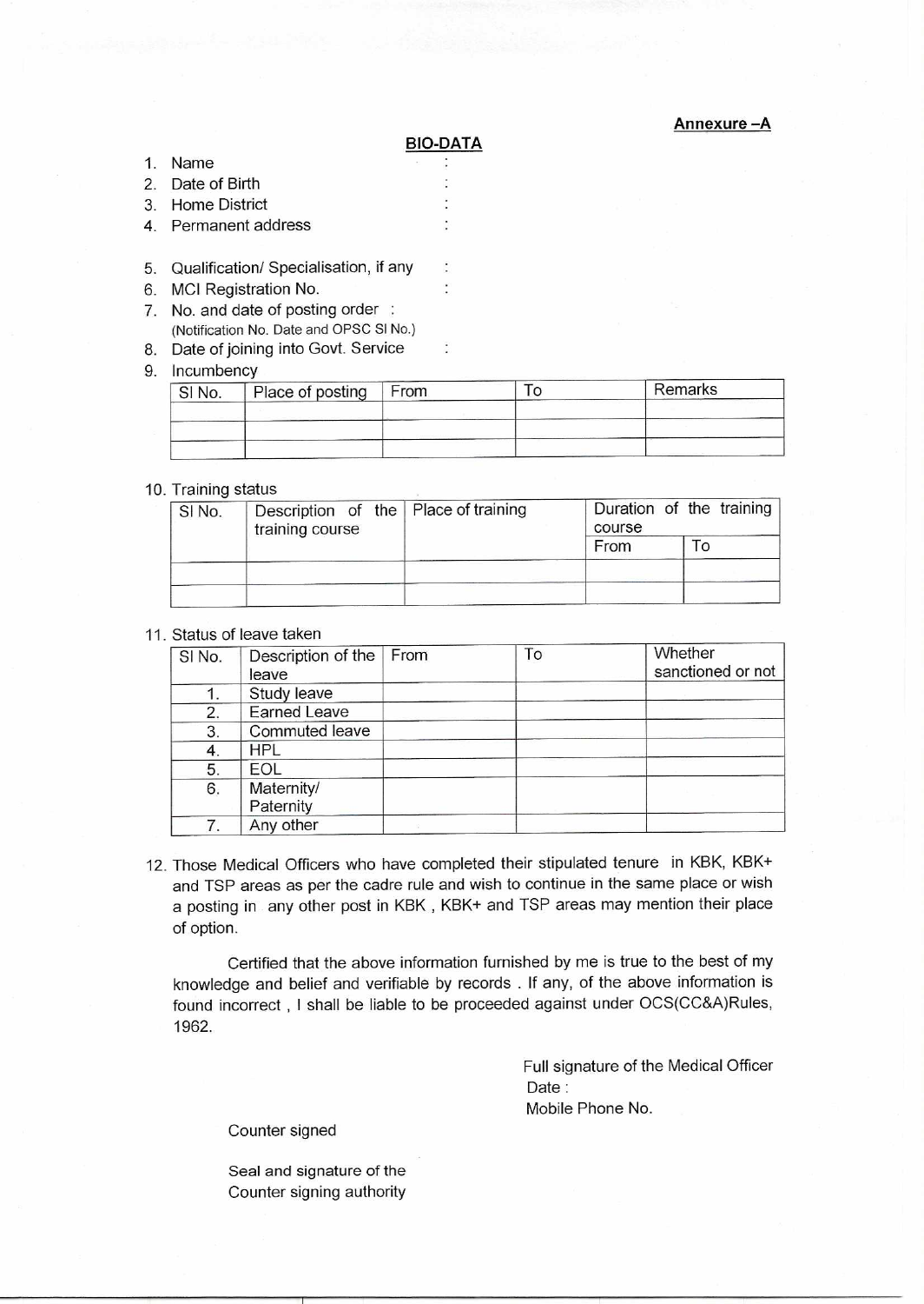**Annexure –A**

## BIO-DATA

1. Name :
2. Date of Birth :
3. Home District :
4. Permanent address :
5. Qualification/ Specialisation, if any :
6. MCI Registration No. :
7. No. and date of posting order :
   (Notification No. Date and OPSC Sl No.)
8. Date of joining into Govt. Service :
9. Incumbency

| Sl No. | Place of posting | From | To | Remarks |
|---|---|---|---|---|
| | | | | |
| | | | | |
| | | | | |

10. Training status

| Sl No. | Description of the training course | Place of training | Duration of the training course | |
|---|---|---|---|---|
| | | | From | To |
| | | | | |
| | | | | |

11. Status of leave taken

| Sl No. | Description of the leave | From | To | Whether sanctioned or not |
|---|---|---|---|---|
| 1. | Study leave | | | |
| 2. | Earned Leave | | | |
| 3. | Commuted leave | | | |
| 4. | HPL | | | |
| 5. | EOL | | | |
| 6. | Maternity/ Paternity | | | |
| 7. | Any other | | | |

12. Those Medical Officers who have completed their stipulated tenure in KBK, KBK+ and TSP areas as per the cadre rule and wish to continue in the same place or wish a posting in any other post in KBK , KBK+ and TSP areas may mention their place of option.

Certified that the above information furnished by me is true to the best of my knowledge and belief and verifiable by records . If any, of the above information is found incorrect , I shall be liable to be proceeded against under OCS(CC&A)Rules, 1962.

Full signature of the Medical Officer
Date :
Mobile Phone No.

Counter signed

Seal and signature of the
Counter signing authority